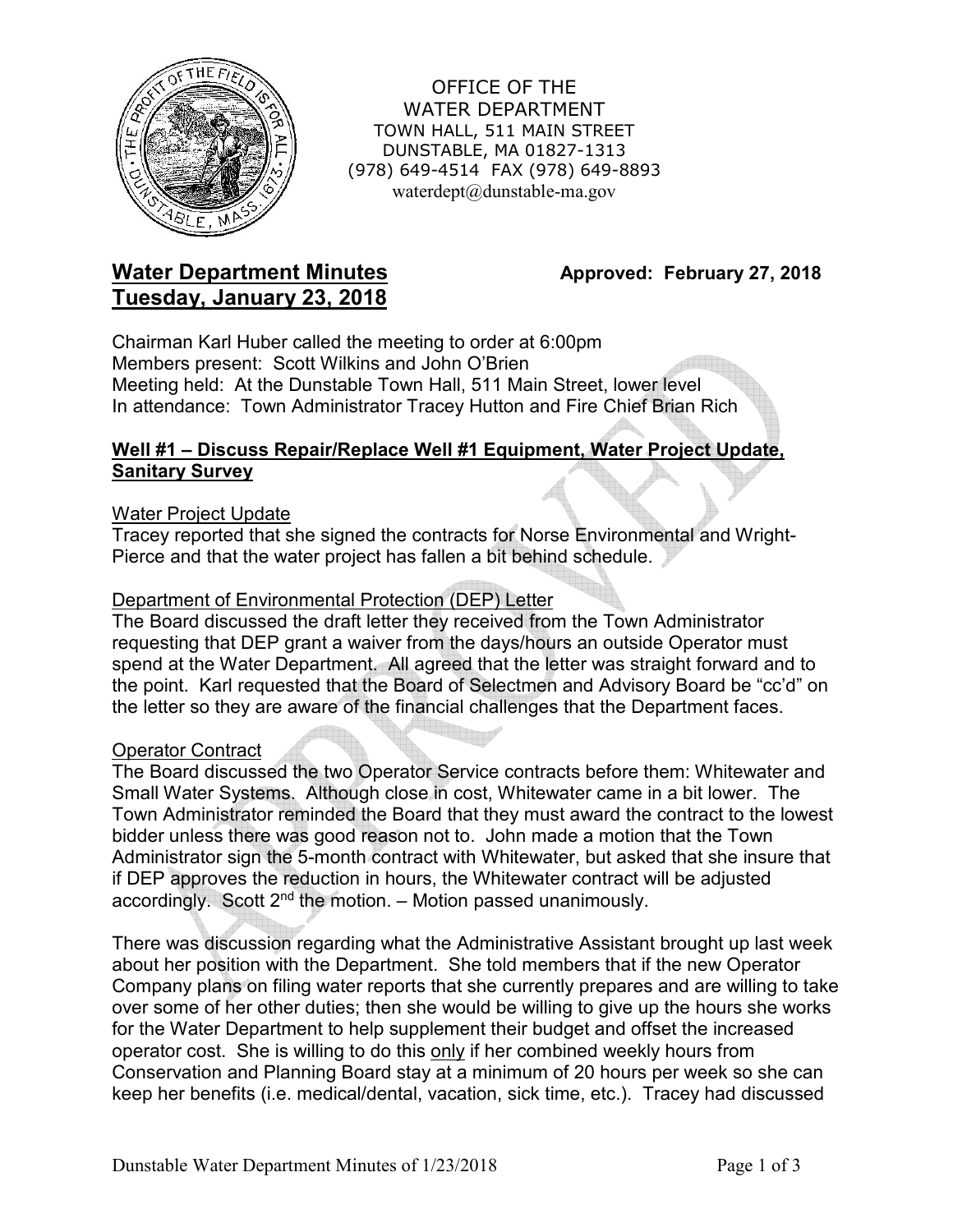OFFICE OF THE
WATER DEPARTMENT
TOWN HALL, 511 MAIN STREET
DUNSTABLE, MA 01827-1313
(978) 649-4514 FAX (978) 649-8893
waterdept@dunstable-ma.gov

# Water Department Minutes — Approved: February 27, 2018
# Tuesday, January 23, 2018

Chairman Karl Huber called the meeting to order at 6:00pm
Members present: Scott Wilkins and John O'Brien
Meeting held: At the Dunstable Town Hall, 511 Main Street, lower level
In attendance: Town Administrator Tracey Hutton and Fire Chief Brian Rich

## Well #1 – Discuss Repair/Replace Well #1 Equipment, Water Project Update, Sanitary Survey

### Water Project Update

Tracey reported that she signed the contracts for Norse Environmental and Wright-Pierce and that the water project has fallen a bit behind schedule.

### Department of Environmental Protection (DEP) Letter

The Board discussed the draft letter they received from the Town Administrator requesting that DEP grant a waiver from the days/hours an outside Operator must spend at the Water Department. All agreed that the letter was straight forward and to the point. Karl requested that the Board of Selectmen and Advisory Board be "cc'd" on the letter so they are aware of the financial challenges that the Department faces.

### Operator Contract

The Board discussed the two Operator Service contracts before them: Whitewater and Small Water Systems. Although close in cost, Whitewater came in a bit lower. The Town Administrator reminded the Board that they must award the contract to the lowest bidder unless there was good reason not to. John made a motion that the Town Administrator sign the 5-month contract with Whitewater, but asked that she insure that if DEP approves the reduction in hours, the Whitewater contract will be adjusted accordingly. Scott 2nd the motion. – Motion passed unanimously.

There was discussion regarding what the Administrative Assistant brought up last week about her position with the Department. She told members that if the new Operator Company plans on filing water reports that she currently prepares and are willing to take over some of her other duties; then she would be willing to give up the hours she works for the Water Department to help supplement their budget and offset the increased operator cost. She is willing to do this only if her combined weekly hours from Conservation and Planning Board stay at a minimum of 20 hours per week so she can keep her benefits (i.e. medical/dental, vacation, sick time, etc.). Tracey had discussed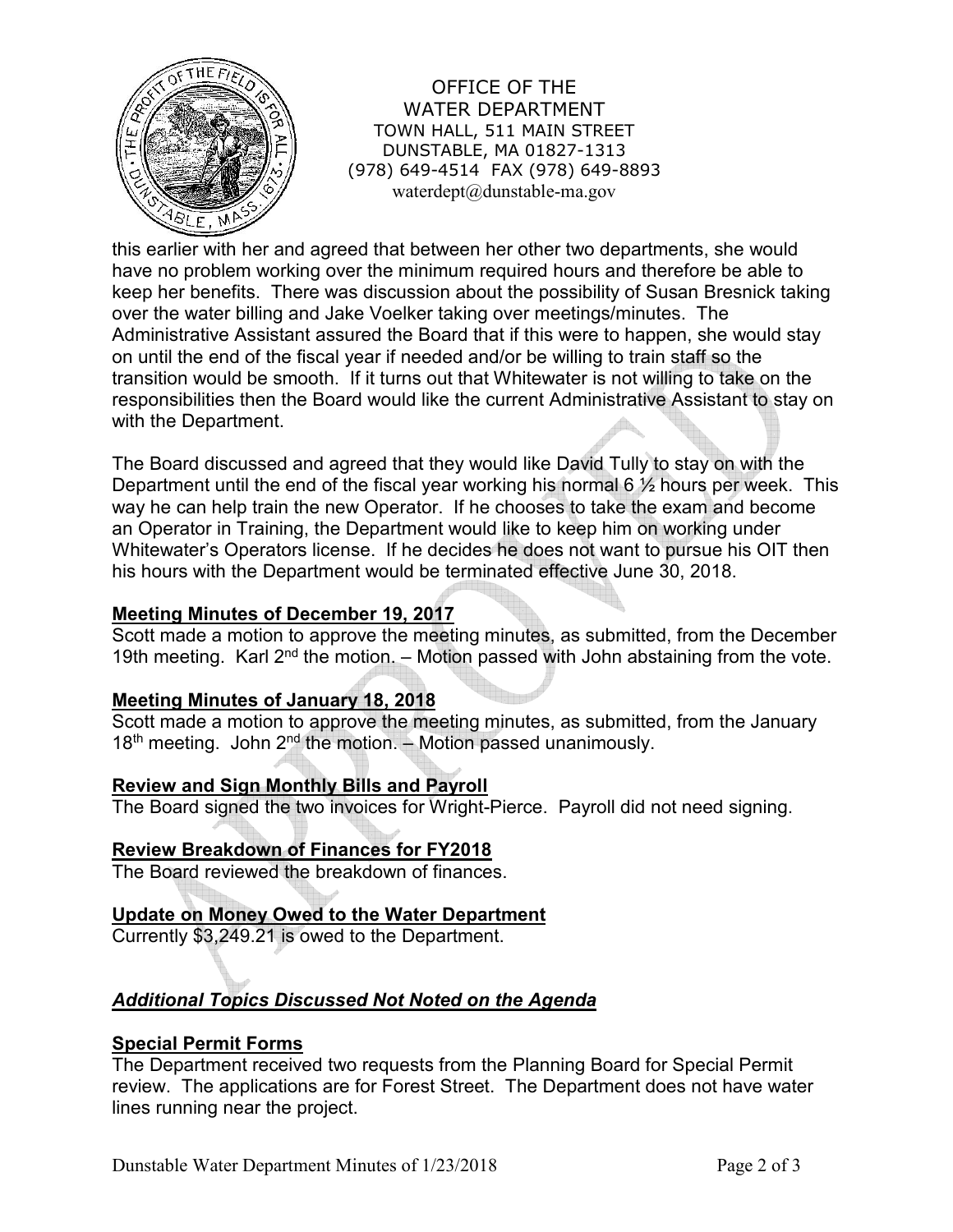this earlier with her and agreed that between her other two departments, she would have no problem working over the minimum required hours and therefore be able to keep her benefits. There was discussion about the possibility of Susan Bresnick taking over the water billing and Jake Voelker taking over meetings/minutes. The Administrative Assistant assured the Board that if this were to happen, she would stay on until the end of the fiscal year if needed and/or be willing to train staff so the transition would be smooth. If it turns out that Whitewater is not willing to take on the responsibilities then the Board would like the current Administrative Assistant to stay on with the Department.

The Board discussed and agreed that they would like David Tully to stay on with the Department until the end of the fiscal year working his normal 6 ½ hours per week. This way he can help train the new Operator. If he chooses to take the exam and become an Operator in Training, the Department would like to keep him on working under Whitewater's Operators license. If he decides he does not want to pursue his OIT then his hours with the Department would be terminated effective June 30, 2018.

**Meeting Minutes of December 19, 2017**

Scott made a motion to approve the meeting minutes, as submitted, from the December 19th meeting. Karl 2nd the motion. – Motion passed with John abstaining from the vote.

**Meeting Minutes of January 18, 2018**

Scott made a motion to approve the meeting minutes, as submitted, from the January 18th meeting. John 2nd the motion. – Motion passed unanimously.

**Review and Sign Monthly Bills and Payroll**

The Board signed the two invoices for Wright-Pierce. Payroll did not need signing.

**Review Breakdown of Finances for FY2018**

The Board reviewed the breakdown of finances.

**Update on Money Owed to the Water Department**

Currently $3,249.21 is owed to the Department.

***Additional Topics Discussed Not Noted on the Agenda***

**Special Permit Forms**

The Department received two requests from the Planning Board for Special Permit review. The applications are for Forest Street. The Department does not have water lines running near the project.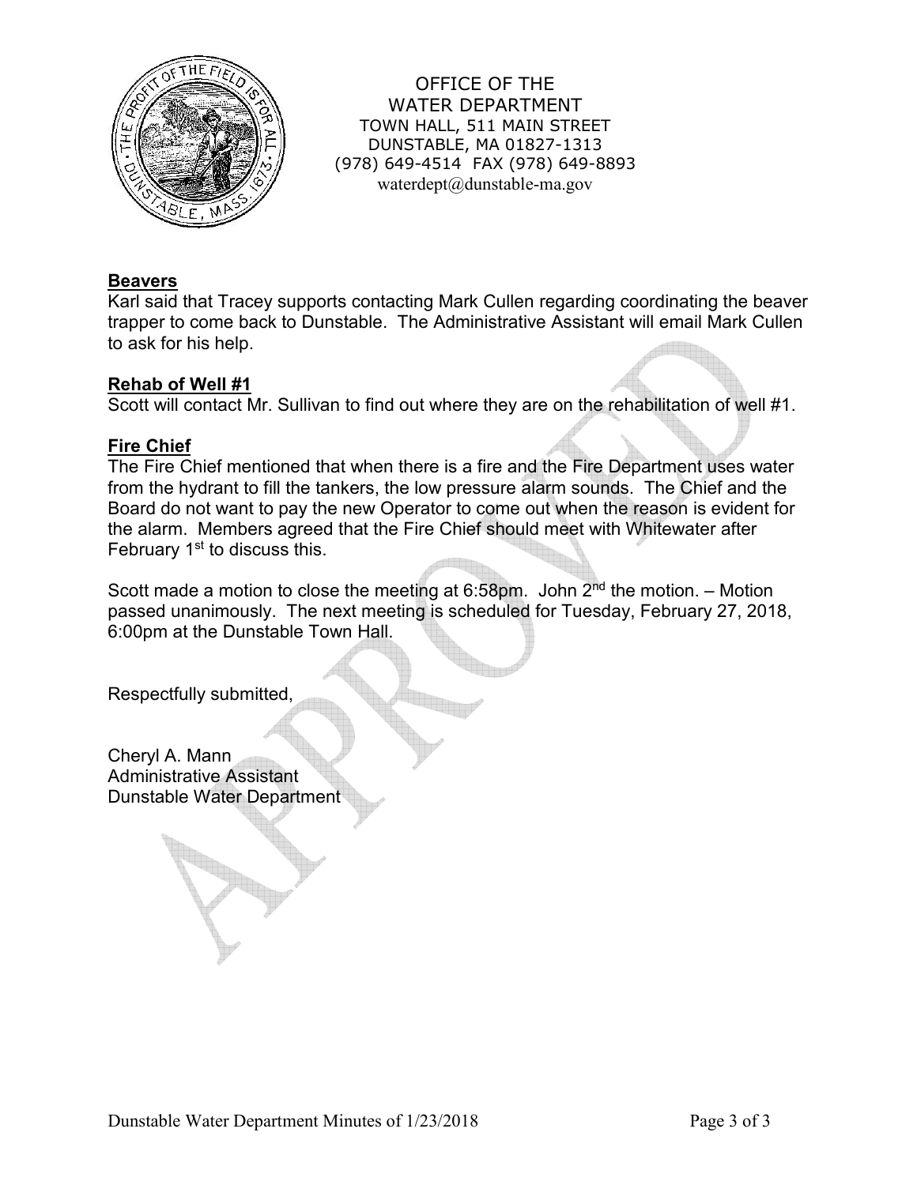OFFICE OF THE
WATER DEPARTMENT
TOWN HALL, 511 MAIN STREET
DUNSTABLE, MA 01827-1313
(978) 649-4514 FAX (978) 649-8893
waterdept@dunstable-ma.gov

**Beavers**

Karl said that Tracey supports contacting Mark Cullen regarding coordinating the beaver trapper to come back to Dunstable. The Administrative Assistant will email Mark Cullen to ask for his help.

**Rehab of Well #1**

Scott will contact Mr. Sullivan to find out where they are on the rehabilitation of well #1.

**Fire Chief**

The Fire Chief mentioned that when there is a fire and the Fire Department uses water from the hydrant to fill the tankers, the low pressure alarm sounds. The Chief and the Board do not want to pay the new Operator to come out when the reason is evident for the alarm. Members agreed that the Fire Chief should meet with Whitewater after February 1st to discuss this.

Scott made a motion to close the meeting at 6:58pm. John 2nd the motion. – Motion passed unanimously. The next meeting is scheduled for Tuesday, February 27, 2018, 6:00pm at the Dunstable Town Hall.

Respectfully submitted,

Cheryl A. Mann
Administrative Assistant
Dunstable Water Department